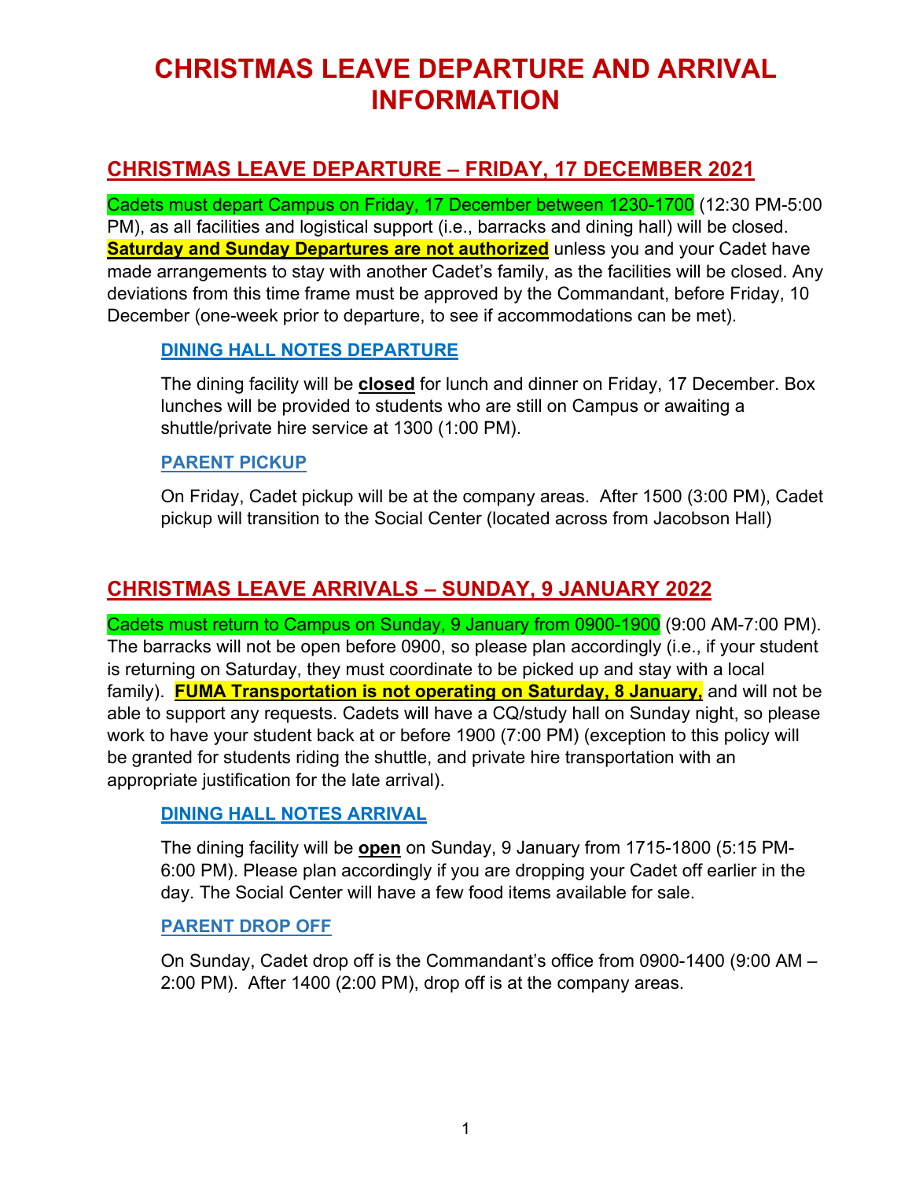# CHRISTMAS LEAVE DEPARTURE AND ARRIVAL INFORMATION

## CHRISTMAS LEAVE DEPARTURE – FRIDAY, 17 DECEMBER 2021

Cadets must depart Campus on Friday, 17 December between 1230-1700 (12:30 PM-5:00 PM), as all facilities and logistical support (i.e., barracks and dining hall) will be closed. **Saturday and Sunday Departures are not authorized** unless you and your Cadet have made arrangements to stay with another Cadet's family, as the facilities will be closed. Any deviations from this time frame must be approved by the Commandant, before Friday, 10 December (one-week prior to departure, to see if accommodations can be met).

### DINING HALL NOTES DEPARTURE

The dining facility will be **closed** for lunch and dinner on Friday, 17 December. Box lunches will be provided to students who are still on Campus or awaiting a shuttle/private hire service at 1300 (1:00 PM).

### PARENT PICKUP

On Friday, Cadet pickup will be at the company areas. After 1500 (3:00 PM), Cadet pickup will transition to the Social Center (located across from Jacobson Hall)

## CHRISTMAS LEAVE ARRIVALS – SUNDAY, 9 JANUARY 2022

Cadets must return to Campus on Sunday, 9 January from 0900-1900 (9:00 AM-7:00 PM). The barracks will not be open before 0900, so please plan accordingly (i.e., if your student is returning on Saturday, they must coordinate to be picked up and stay with a local family). **FUMA Transportation is not operating on Saturday, 8 January,** and will not be able to support any requests. Cadets will have a CQ/study hall on Sunday night, so please work to have your student back at or before 1900 (7:00 PM) (exception to this policy will be granted for students riding the shuttle, and private hire transportation with an appropriate justification for the late arrival).

### DINING HALL NOTES ARRIVAL

The dining facility will be **open** on Sunday, 9 January from 1715-1800 (5:15 PM-6:00 PM). Please plan accordingly if you are dropping your Cadet off earlier in the day. The Social Center will have a few food items available for sale.

### PARENT DROP OFF

On Sunday, Cadet drop off is the Commandant's office from 0900-1400 (9:00 AM – 2:00 PM). After 1400 (2:00 PM), drop off is at the company areas.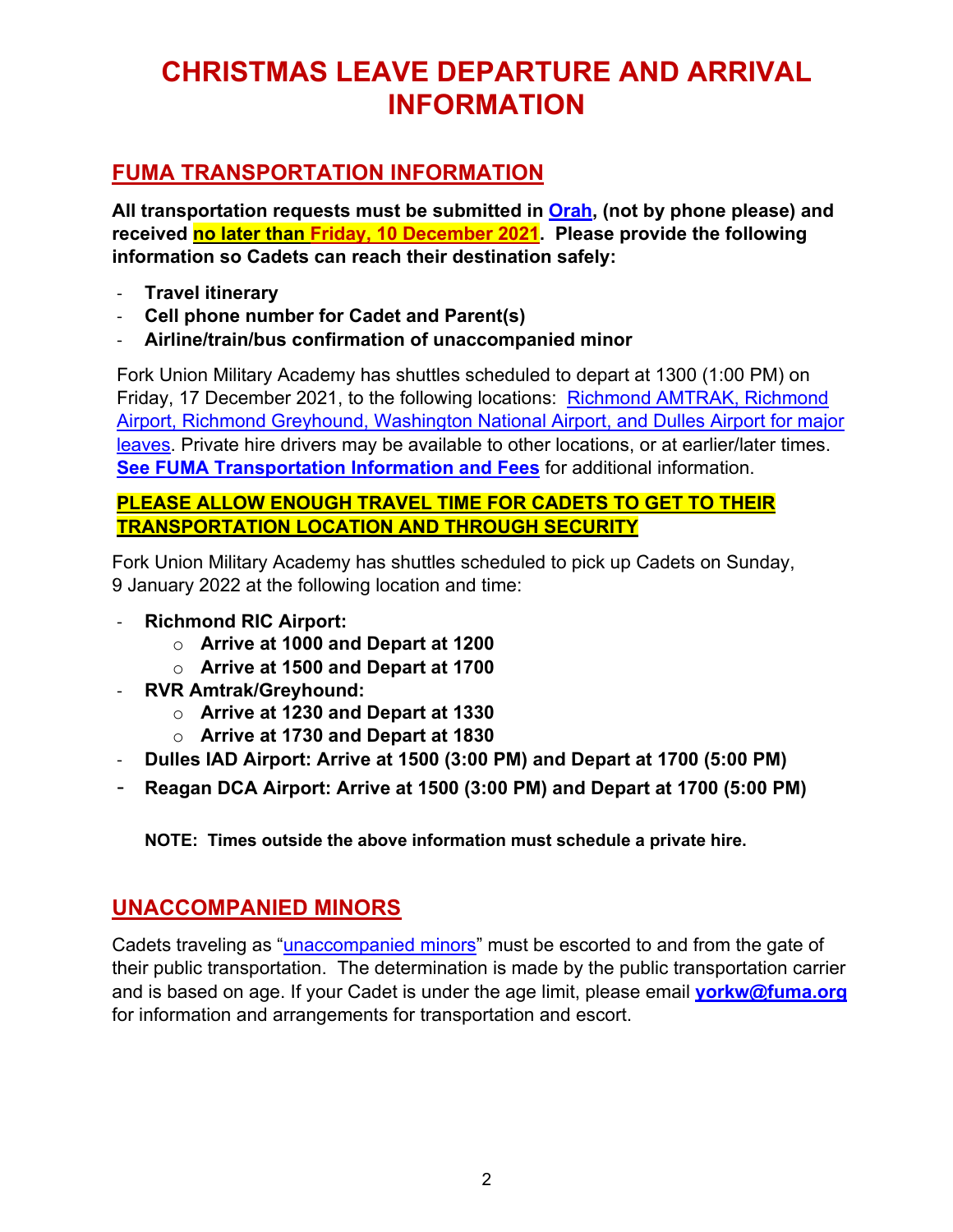# CHRISTMAS LEAVE DEPARTURE AND ARRIVAL INFORMATION

## FUMA TRANSPORTATION INFORMATION

**All transportation requests must be submitted in Orah, (not by phone please) and received no later than Friday, 10 December 2021. Please provide the following information so Cadets can reach their destination safely:**

- **Travel itinerary**
- **Cell phone number for Cadet and Parent(s)**
- **Airline/train/bus confirmation of unaccompanied minor**

Fork Union Military Academy has shuttles scheduled to depart at 1300 (1:00 PM) on Friday, 17 December 2021, to the following locations: Richmond AMTRAK, Richmond Airport, Richmond Greyhound, Washington National Airport, and Dulles Airport for major leaves. Private hire drivers may be available to other locations, or at earlier/later times. **See FUMA Transportation Information and Fees** for additional information.

**PLEASE ALLOW ENOUGH TRAVEL TIME FOR CADETS TO GET TO THEIR TRANSPORTATION LOCATION AND THROUGH SECURITY**

Fork Union Military Academy has shuttles scheduled to pick up Cadets on Sunday, 9 January 2022 at the following location and time:

- **Richmond RIC Airport:**
  - **Arrive at 1000 and Depart at 1200**
  - **Arrive at 1500 and Depart at 1700**
- **RVR Amtrak/Greyhound:**
  - **Arrive at 1230 and Depart at 1330**
  - **Arrive at 1730 and Depart at 1830**
- **Dulles IAD Airport: Arrive at 1500 (3:00 PM) and Depart at 1700 (5:00 PM)**
- **Reagan DCA Airport: Arrive at 1500 (3:00 PM) and Depart at 1700 (5:00 PM)**

**NOTE: Times outside the above information must schedule a private hire.**

## UNACCOMPANIED MINORS

Cadets traveling as "unaccompanied minors" must be escorted to and from the gate of their public transportation. The determination is made by the public transportation carrier and is based on age. If your Cadet is under the age limit, please email **yorkw@fuma.org** for information and arrangements for transportation and escort.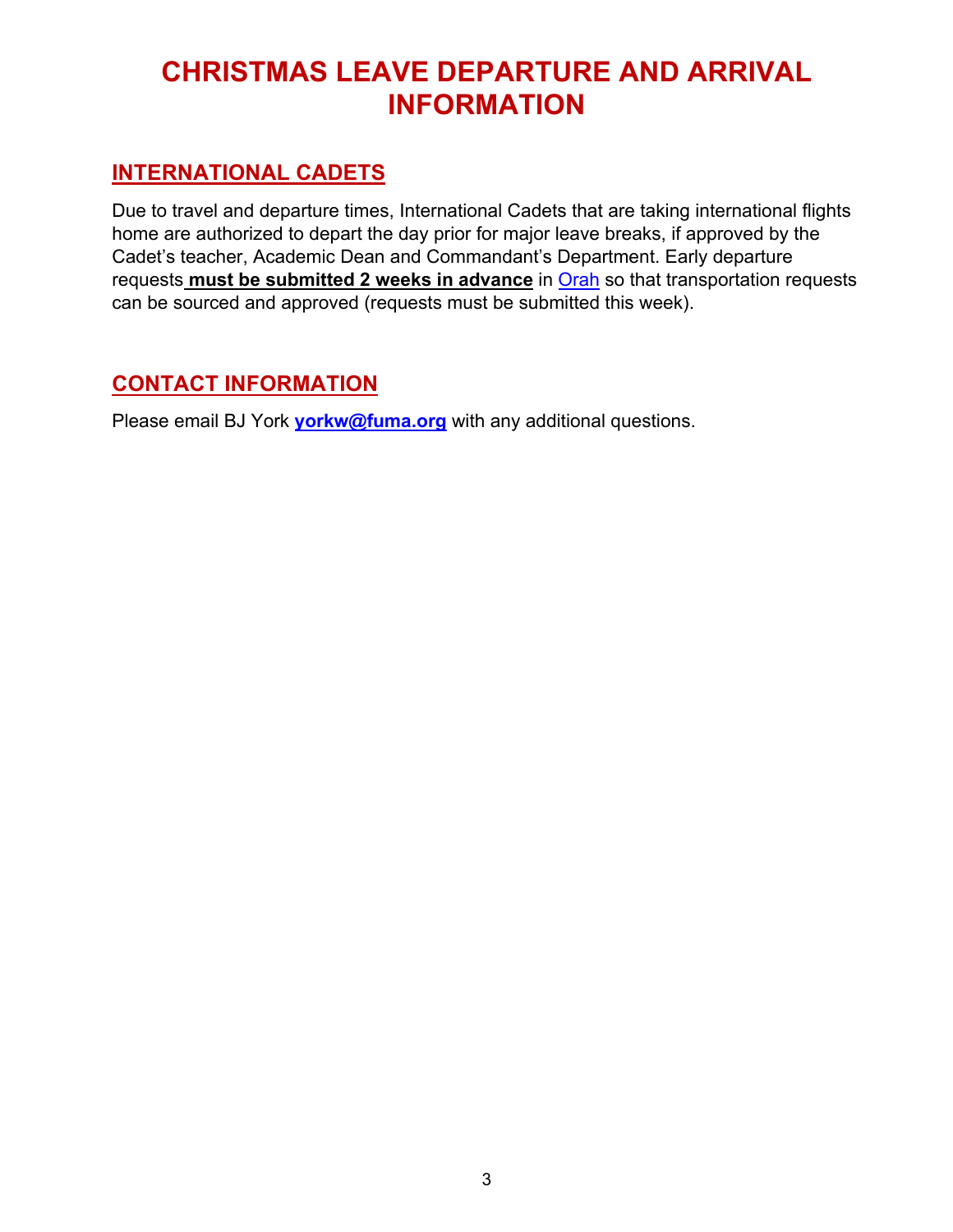# CHRISTMAS LEAVE DEPARTURE AND ARRIVAL INFORMATION

## INTERNATIONAL CADETS

Due to travel and departure times, International Cadets that are taking international flights home are authorized to depart the day prior for major leave breaks, if approved by the Cadet's teacher, Academic Dean and Commandant's Department. Early departure requests **must be submitted 2 weeks in advance** in Orah so that transportation requests can be sourced and approved (requests must be submitted this week).

## CONTACT INFORMATION

Please email BJ York **yorkw@fuma.org** with any additional questions.